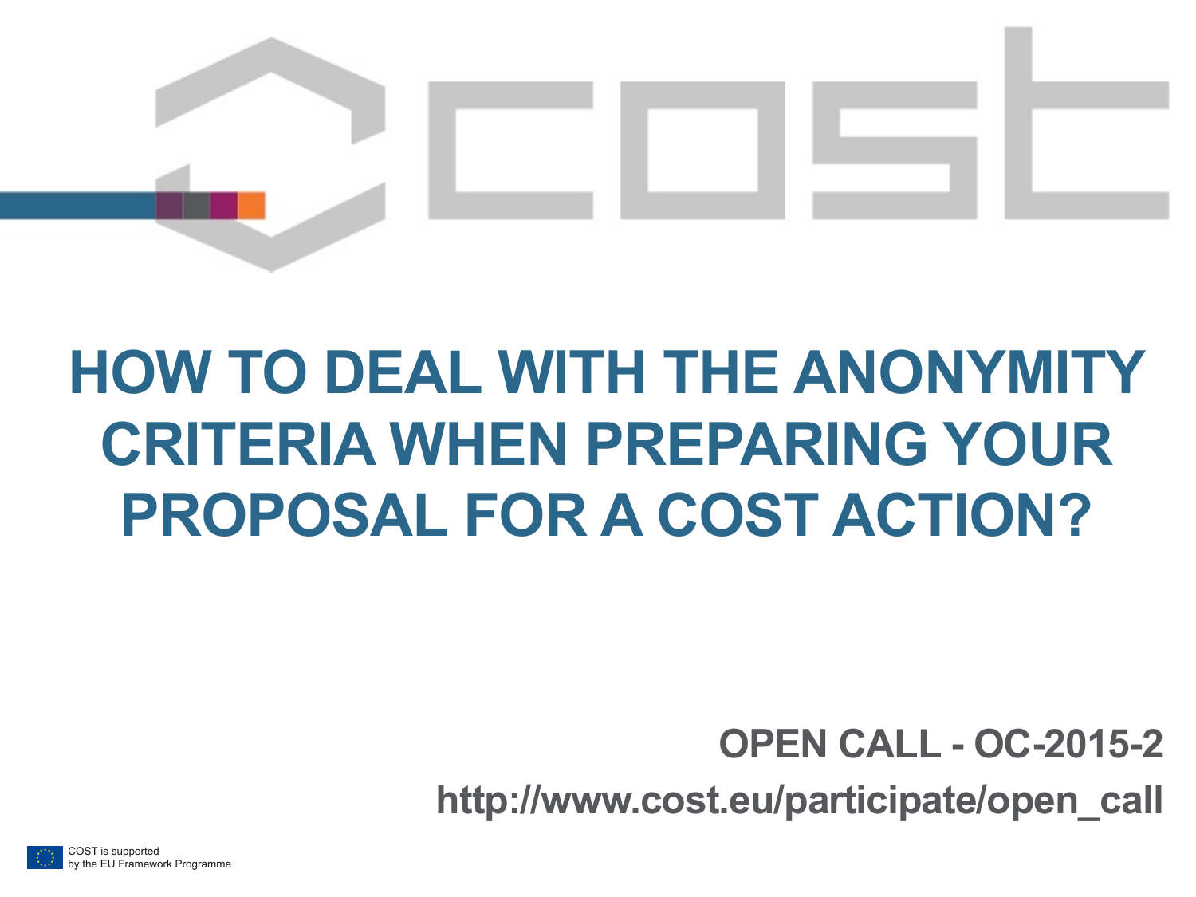# HOW TO DEAL WITH THE ANONYMITY CRITERIA WHEN PREPARING YOUR PROPOSAL FOR A COST ACTION?

**OPEN CALL - OC-2015-2**

**http://www.cost.eu/participate/open_call**

COST is supported by the EU Framework Programme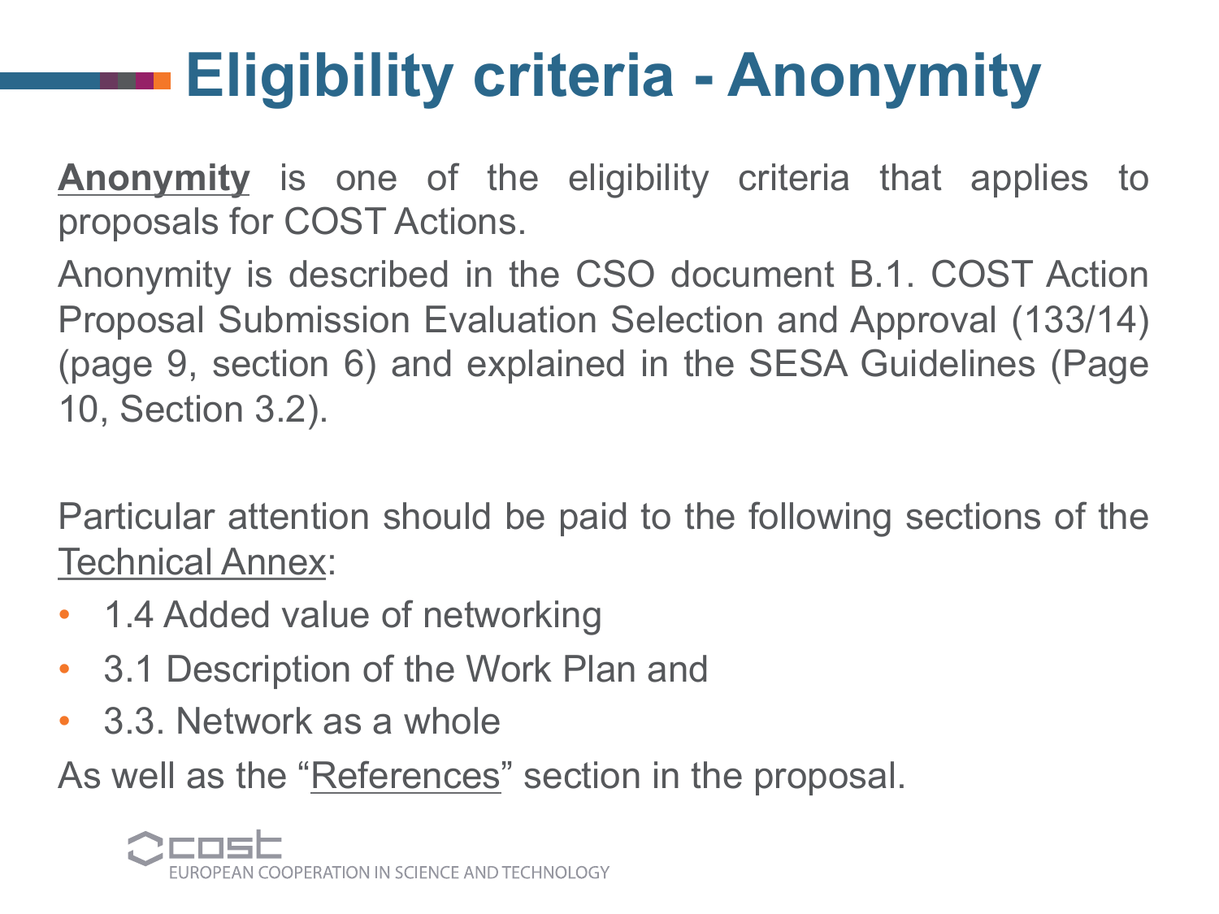# Eligibility criteria - Anonymity

**<u>Anonymity</u>** is one of the eligibility criteria that applies to proposals for COST Actions.

Anonymity is described in the CSO document B.1. COST Action Proposal Submission Evaluation Selection and Approval (133/14) (page 9, section 6) and explained in the SESA Guidelines (Page 10, Section 3.2).

Particular attention should be paid to the following sections of the <u>Technical Annex</u>:

- 1.4 Added value of networking
- 3.1 Description of the Work Plan and
- 3.3. Network as a whole

As well as the "<u>References</u>" section in the proposal.

COST
EUROPEAN COOPERATION IN SCIENCE AND TECHNOLOGY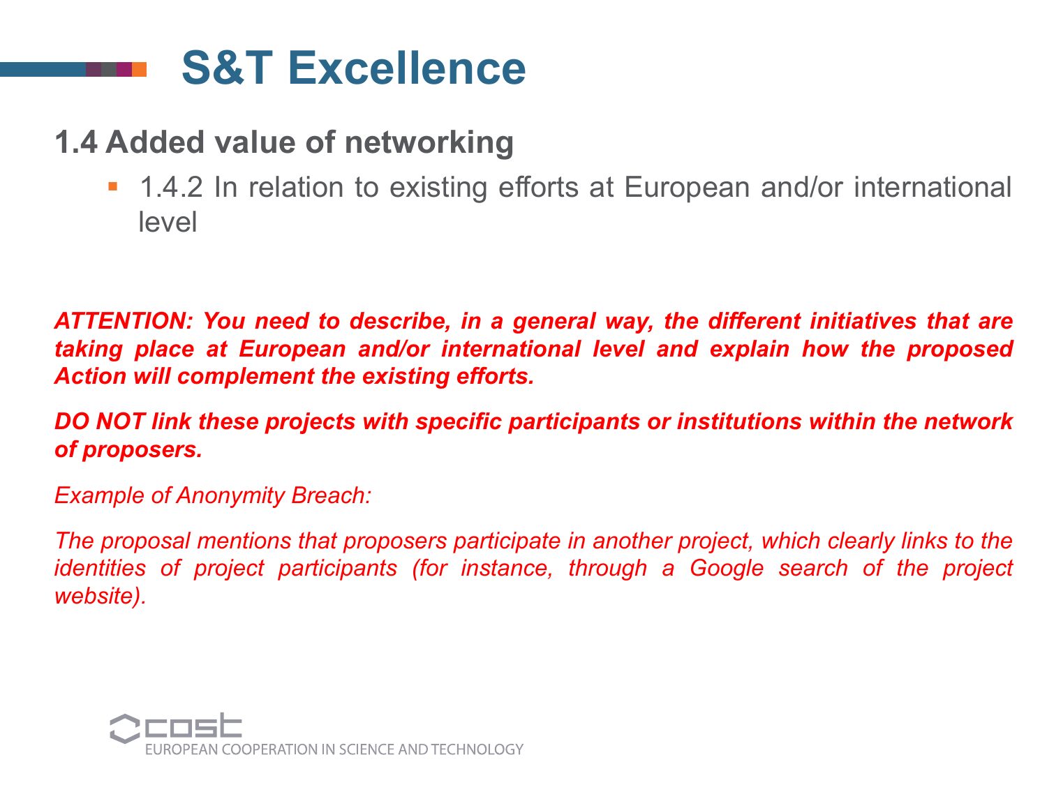# S&T Excellence

## 1.4 Added value of networking

- 1.4.2 In relation to existing efforts at European and/or international level

***ATTENTION: You need to describe, in a general way, the different initiatives that are taking place at European and/or international level and explain how the proposed Action will complement the existing efforts.***

***DO NOT link these projects with specific participants or institutions within the network of proposers.***

*Example of Anonymity Breach:*

*The proposal mentions that proposers participate in another project, which clearly links to the identities of project participants (for instance, through a Google search of the project website).*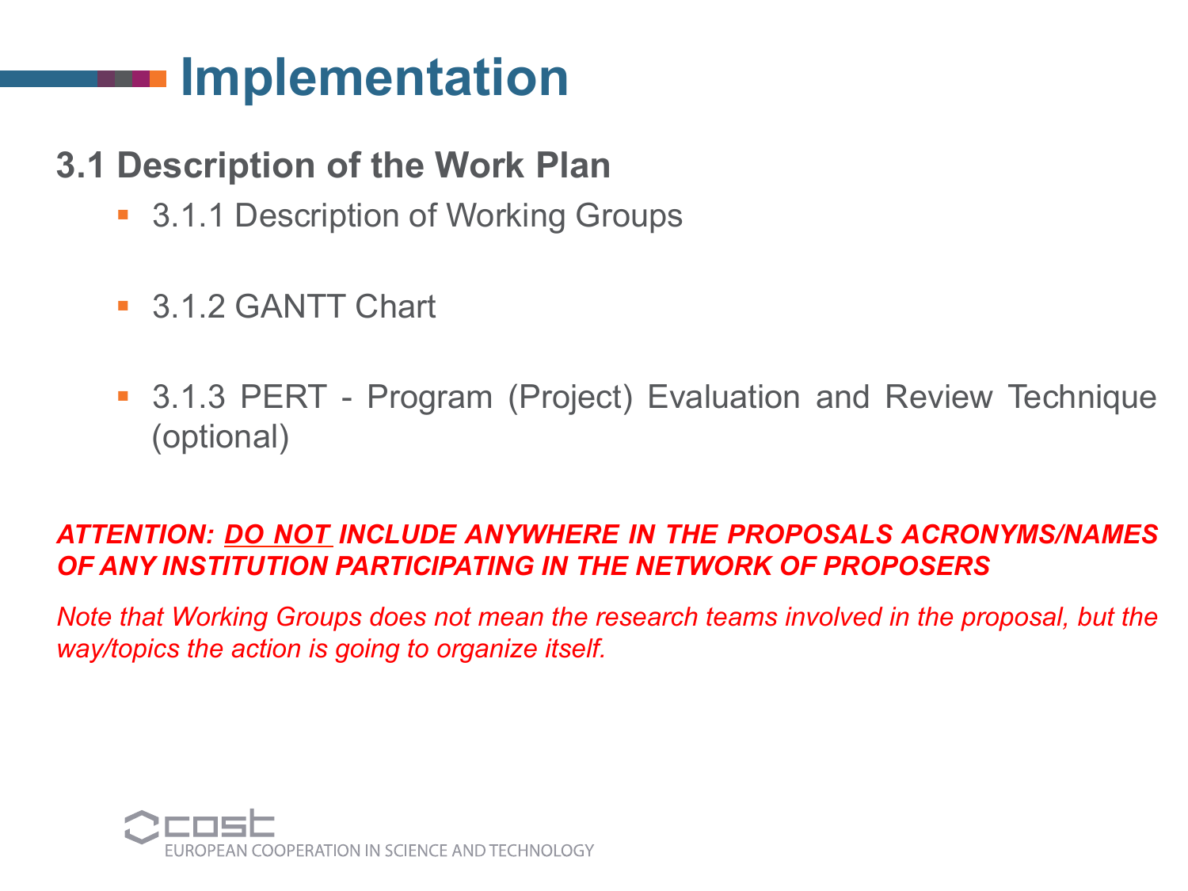# Implementation

## 3.1 Description of the Work Plan

- 3.1.1 Description of Working Groups

- 3.1.2 GANTT Chart

- 3.1.3 PERT - Program (Project) Evaluation and Review Technique (optional)

***ATTENTION: <u>DO NOT</u> INCLUDE ANYWHERE IN THE PROPOSALS ACRONYMS/NAMES OF ANY INSTITUTION PARTICIPATING IN THE NETWORK OF PROPOSERS***

*Note that Working Groups does not mean the research teams involved in the proposal, but the way/topics the action is going to organize itself.*

COST EUROPEAN COOPERATION IN SCIENCE AND TECHNOLOGY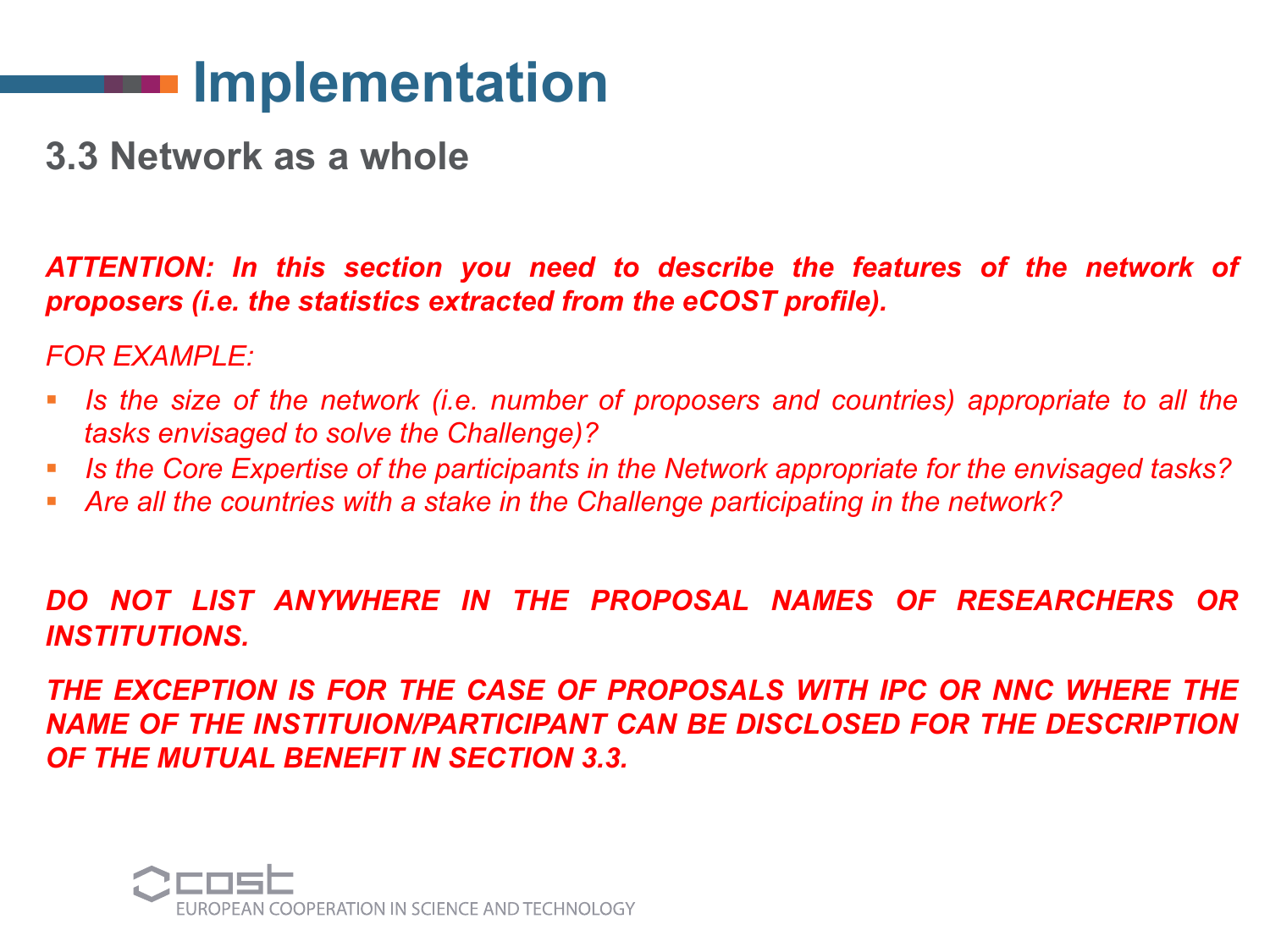# Implementation

## 3.3 Network as a whole

***ATTENTION: In this section you need to describe the features of the network of proposers (i.e. the statistics extracted from the eCOST profile).***

*FOR EXAMPLE:*

- *Is the size of the network (i.e. number of proposers and countries) appropriate to all the tasks envisaged to solve the Challenge)?*
- *Is the Core Expertise of the participants in the Network appropriate for the envisaged tasks?*
- *Are all the countries with a stake in the Challenge participating in the network?*

***DO NOT LIST ANYWHERE IN THE PROPOSAL NAMES OF RESEARCHERS OR INSTITUTIONS.***

***THE EXCEPTION IS FOR THE CASE OF PROPOSALS WITH IPC OR NNC WHERE THE NAME OF THE INSTITUION/PARTICIPANT CAN BE DISCLOSED FOR THE DESCRIPTION OF THE MUTUAL BENEFIT IN SECTION 3.3.***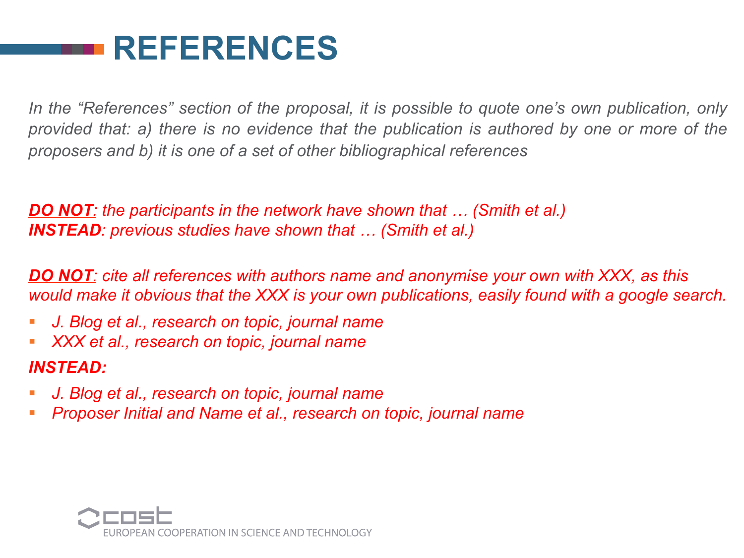# REFERENCES

*In the "References" section of the proposal, it is possible to quote one's own publication, only provided that: a) there is no evidence that the publication is authored by one or more of the proposers and b) it is one of a set of other bibliographical references*

***DO NOT****: the participants in the network have shown that … (Smith et al.)*
***INSTEAD****: previous studies have shown that … (Smith et al.)*

***DO NOT****: cite all references with authors name and anonymise your own with XXX, as this would make it obvious that the XXX is your own publications, easily found with a google search.*

- *J. Blog et al., research on topic, journal name*
- *XXX et al., research on topic, journal name*

***INSTEAD:***

- *J. Blog et al., research on topic, journal name*
- *Proposer Initial and Name et al., research on topic, journal name*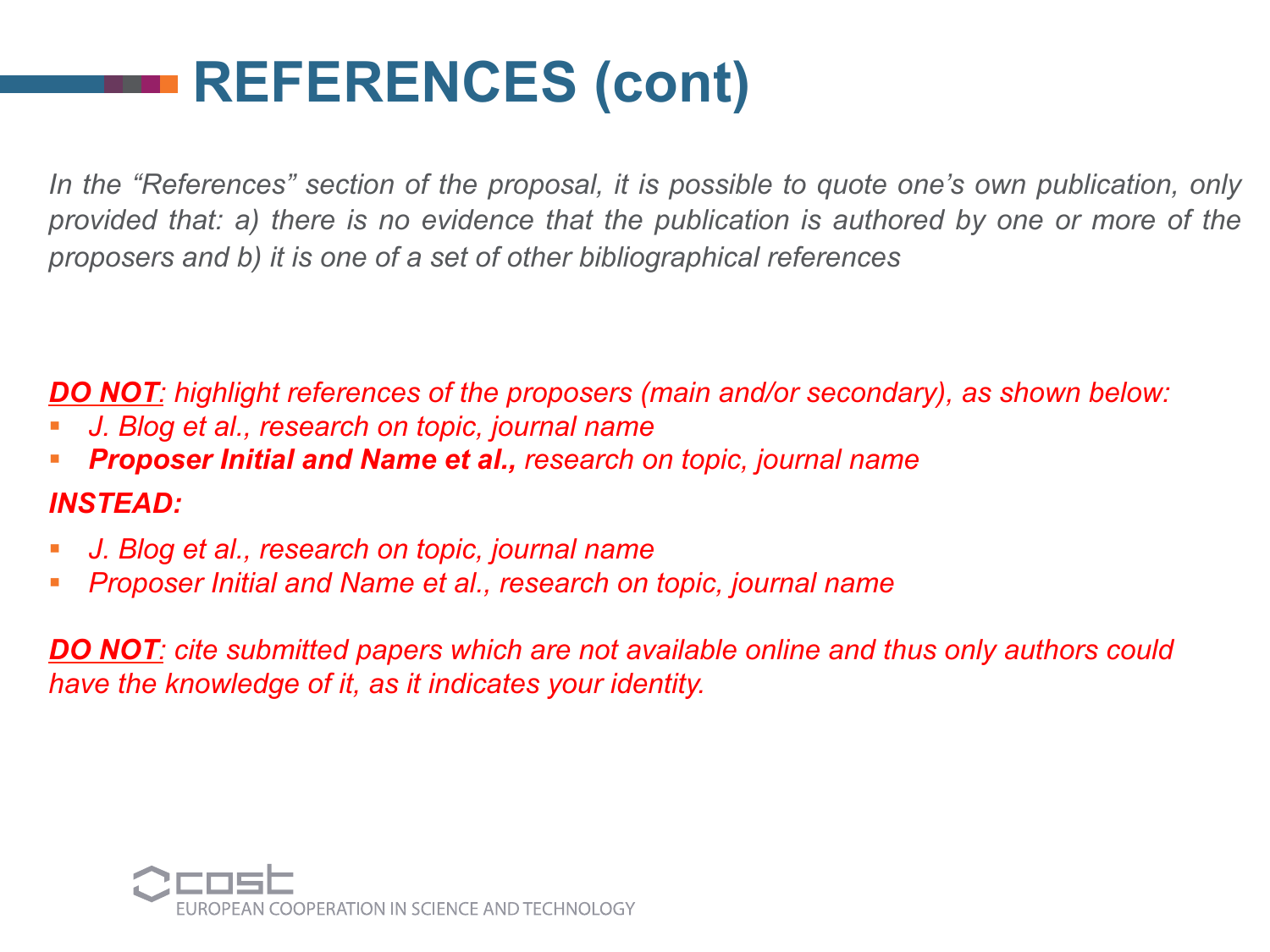# REFERENCES (cont)

*In the “References” section of the proposal, it is possible to quote one’s own publication, only provided that: a) there is no evidence that the publication is authored by one or more of the proposers and b) it is one of a set of other bibliographical references*

***DO NOT**: highlight references of the proposers (main and/or secondary), as shown below:*

- *J. Blog et al., research on topic, journal name*
- ***Proposer Initial and Name et al.,** research on topic, journal name*

***INSTEAD:***

- *J. Blog et al., research on topic, journal name*
- *Proposer Initial and Name et al., research on topic, journal name*

***DO NOT**: cite submitted papers which are not available online and thus only authors could have the knowledge of it, as it indicates your identity.*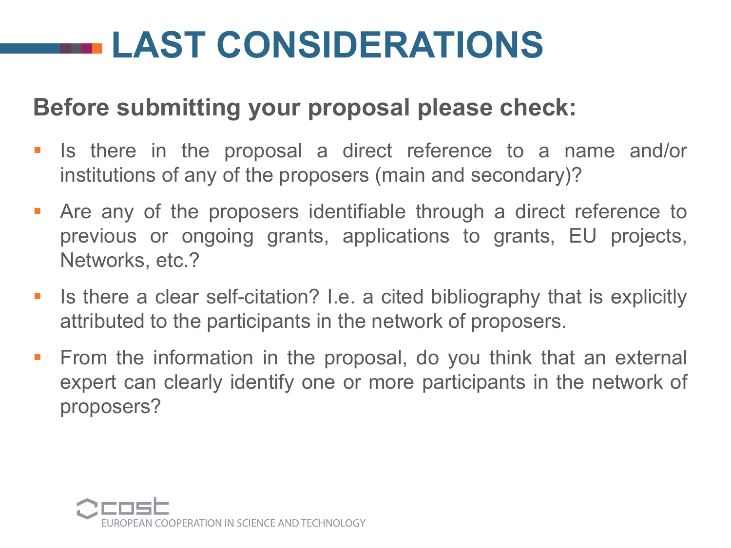# LAST CONSIDERATIONS

**Before submitting your proposal please check:**

- Is there in the proposal a direct reference to a name and/or institutions of any of the proposers (main and secondary)?
- Are any of the proposers identifiable through a direct reference to previous or ongoing grants, applications to grants, EU projects, Networks, etc.?
- Is there a clear self-citation? I.e. a cited bibliography that is explicitly attributed to the participants in the network of proposers.
- From the information in the proposal, do you think that an external expert can clearly identify one or more participants in the network of proposers?

COST
EUROPEAN COOPERATION IN SCIENCE AND TECHNOLOGY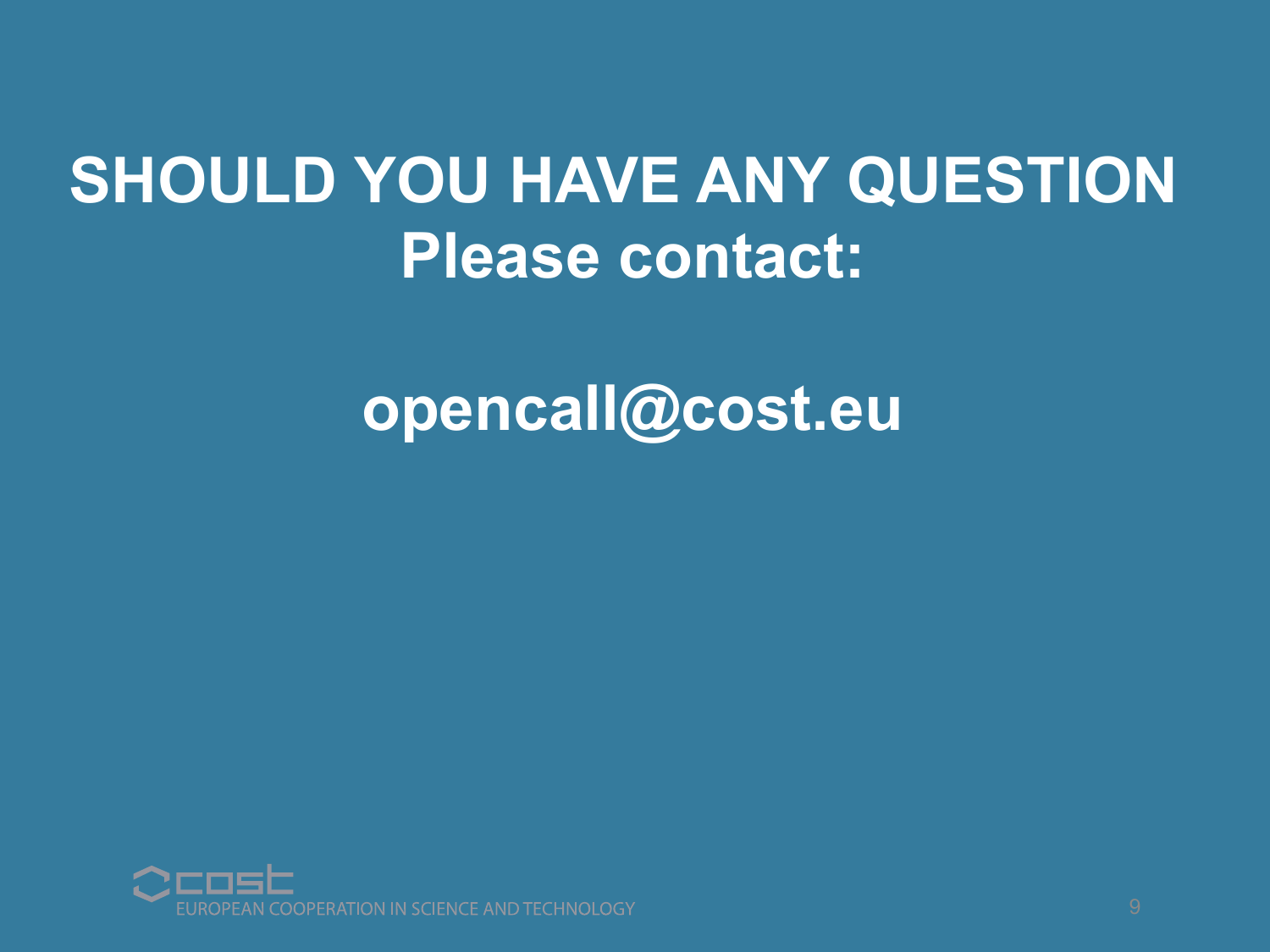# SHOULD YOU HAVE ANY QUESTION

## Please contact:

## opencall@cost.eu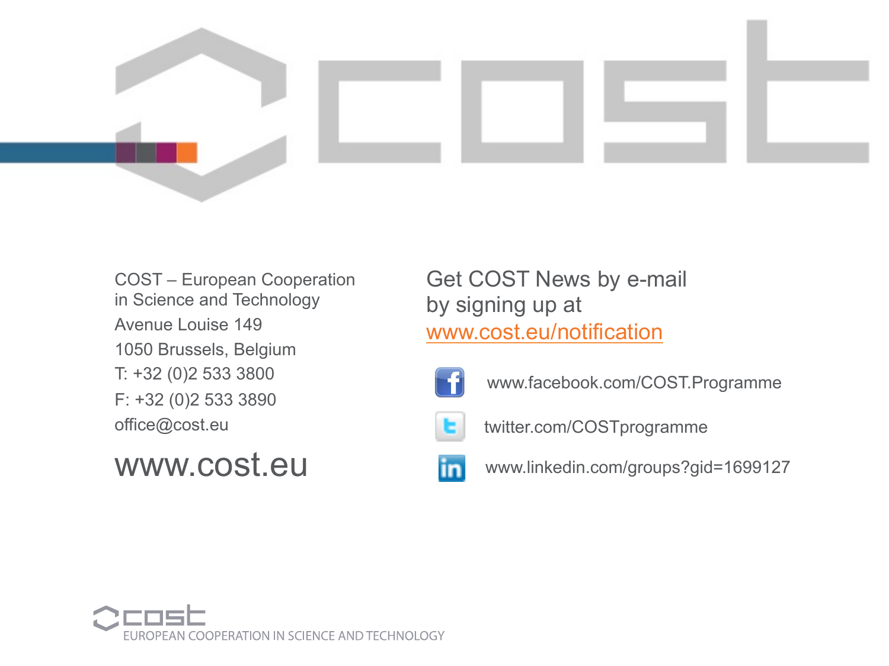COST – European Cooperation in Science and Technology
Avenue Louise 149
1050 Brussels, Belgium
T: +32 (0)2 533 3800
F: +32 (0)2 533 3890
office@cost.eu

www.cost.eu

Get COST News by e-mail by signing up at www.cost.eu/notification

www.facebook.com/COST.Programme

twitter.com/COSTprogramme

www.linkedin.com/groups?gid=1699127

EUROPEAN COOPERATION IN SCIENCE AND TECHNOLOGY